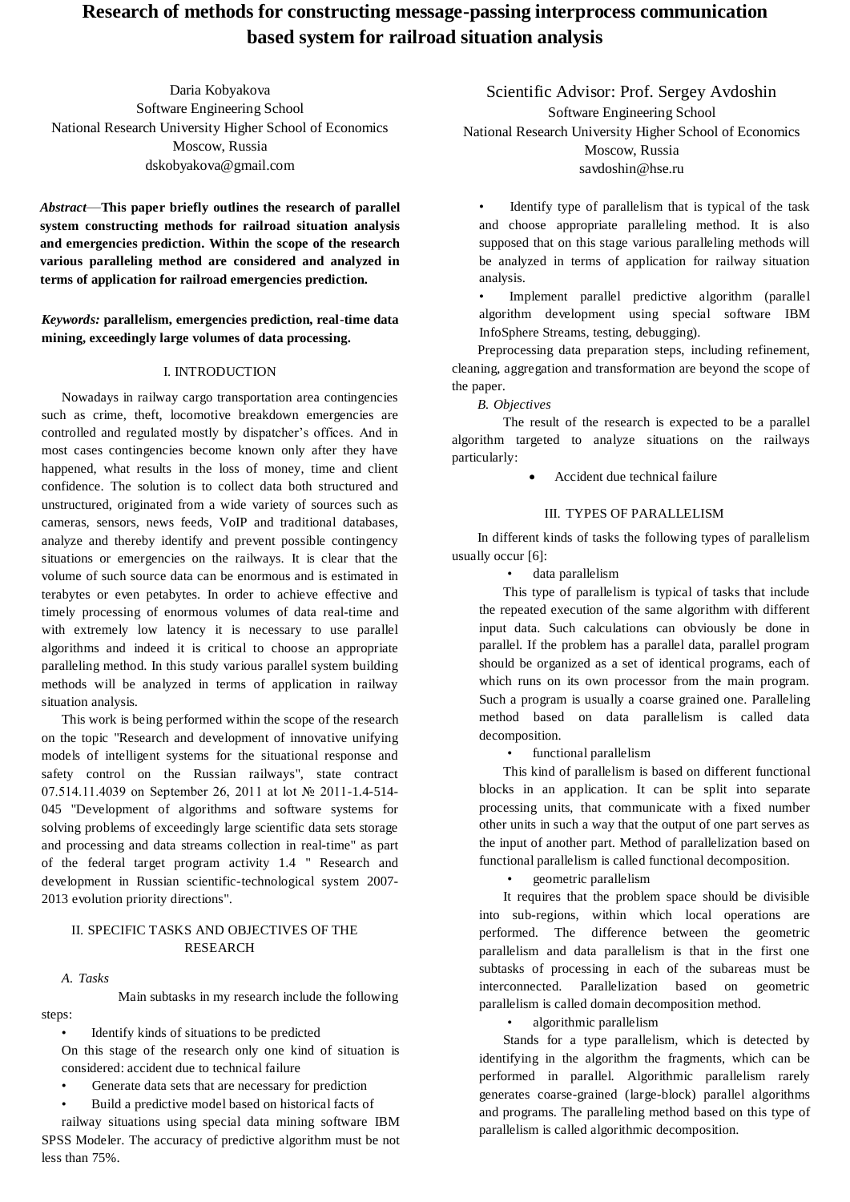# Research of methods for constructing message-passing interprocess communication based system for railroad situation analysis

Daria Kobyakova
Software Engineering School
National Research University Higher School of Economics
Moscow, Russia
dskobyakova@gmail.com

Scientific Advisor: Prof. Sergey Avdoshin
Software Engineering School
National Research University Higher School of Economics
Moscow, Russia
savdoshin@hse.ru

***Abstract*—This paper briefly outlines the research of parallel system constructing methods for railroad situation analysis and emergencies prediction. Within the scope of the research various paralleling method are considered and analyzed in terms of application for railroad emergencies prediction.**

***Keywords:* parallelism, emergencies prediction, real-time data mining, exceedingly large volumes of data processing.**

## I. Introduction

Nowadays in railway cargo transportation area contingencies such as crime, theft, locomotive breakdown emergencies are controlled and regulated mostly by dispatcher's offices. And in most cases contingencies become known only after they have happened, what results in the loss of money, time and client confidence. The solution is to collect data both structured and unstructured, originated from a wide variety of sources such as cameras, sensors, news feeds, VoIP and traditional databases, analyze and thereby identify and prevent possible contingency situations or emergencies on the railways. It is clear that the volume of such source data can be enormous and is estimated in terabytes or even petabytes. In order to achieve effective and timely processing of enormous volumes of data real-time and with extremely low latency it is necessary to use parallel algorithms and indeed it is critical to choose an appropriate paralleling method. In this study various parallel system building methods will be analyzed in terms of application in railway situation analysis.

This work is being performed within the scope of the research on the topic "Research and development of innovative unifying models of intelligent systems for the situational response and safety control on the Russian railways", state contract 07.514.11.4039 on September 26, 2011 at lot № 2011-1.4-514-045 "Development of algorithms and software systems for solving problems of exceedingly large scientific data sets storage and processing and data streams collection in real-time" as part of the federal target program activity 1.4 " Research and development in Russian scientific-technological system 2007-2013 evolution priority directions".

## II. Specific Tasks and Objectives of the Research

### *A. Tasks*

Main subtasks in my research include the following steps:

- Identify kinds of situations to be predicted

  On this stage of the research only one kind of situation is considered: accident due to technical failure

- Generate data sets that are necessary for prediction
- Build a predictive model based on historical facts of railway situations using special data mining software IBM SPSS Modeler. The accuracy of predictive algorithm must be not less than 75%.
- Identify type of parallelism that is typical of the task and choose appropriate paralleling method. It is also supposed that on this stage various paralleling methods will be analyzed in terms of application for railway situation analysis.
- Implement parallel predictive algorithm (parallel algorithm development using special software IBM InfoSphere Streams, testing, debugging).

Preprocessing data preparation steps, including refinement, cleaning, aggregation and transformation are beyond the scope of the paper.

### *B. Objectives*

The result of the research is expected to be a parallel algorithm targeted to analyze situations on the railways particularly:

- Accident due technical failure

## III. Types of Parallelism

In different kinds of tasks the following types of parallelism usually occur [6]:

- data parallelism

  This type of parallelism is typical of tasks that include the repeated execution of the same algorithm with different input data. Such calculations can obviously be done in parallel. If the problem has a parallel data, parallel program should be organized as a set of identical programs, each of which runs on its own processor from the main program. Such a program is usually a coarse grained one. Paralleling method based on data parallelism is called data decomposition.

- functional parallelism

  This kind of parallelism is based on different functional blocks in an application. It can be split into separate processing units, that communicate with a fixed number other units in such a way that the output of one part serves as the input of another part. Method of parallelization based on functional parallelism is called functional decomposition.

- geometric parallelism

  It requires that the problem space should be divisible into sub-regions, within which local operations are performed. The difference between the geometric parallelism and data parallelism is that in the first one subtasks of processing in each of the subareas must be interconnected. Parallelization based on geometric parallelism is called domain decomposition method.

- algorithmic parallelism

  Stands for a type parallelism, which is detected by identifying in the algorithm the fragments, which can be performed in parallel. Algorithmic parallelism rarely generates coarse-grained (large-block) parallel algorithms and programs. The paralleling method based on this type of parallelism is called algorithmic decomposition.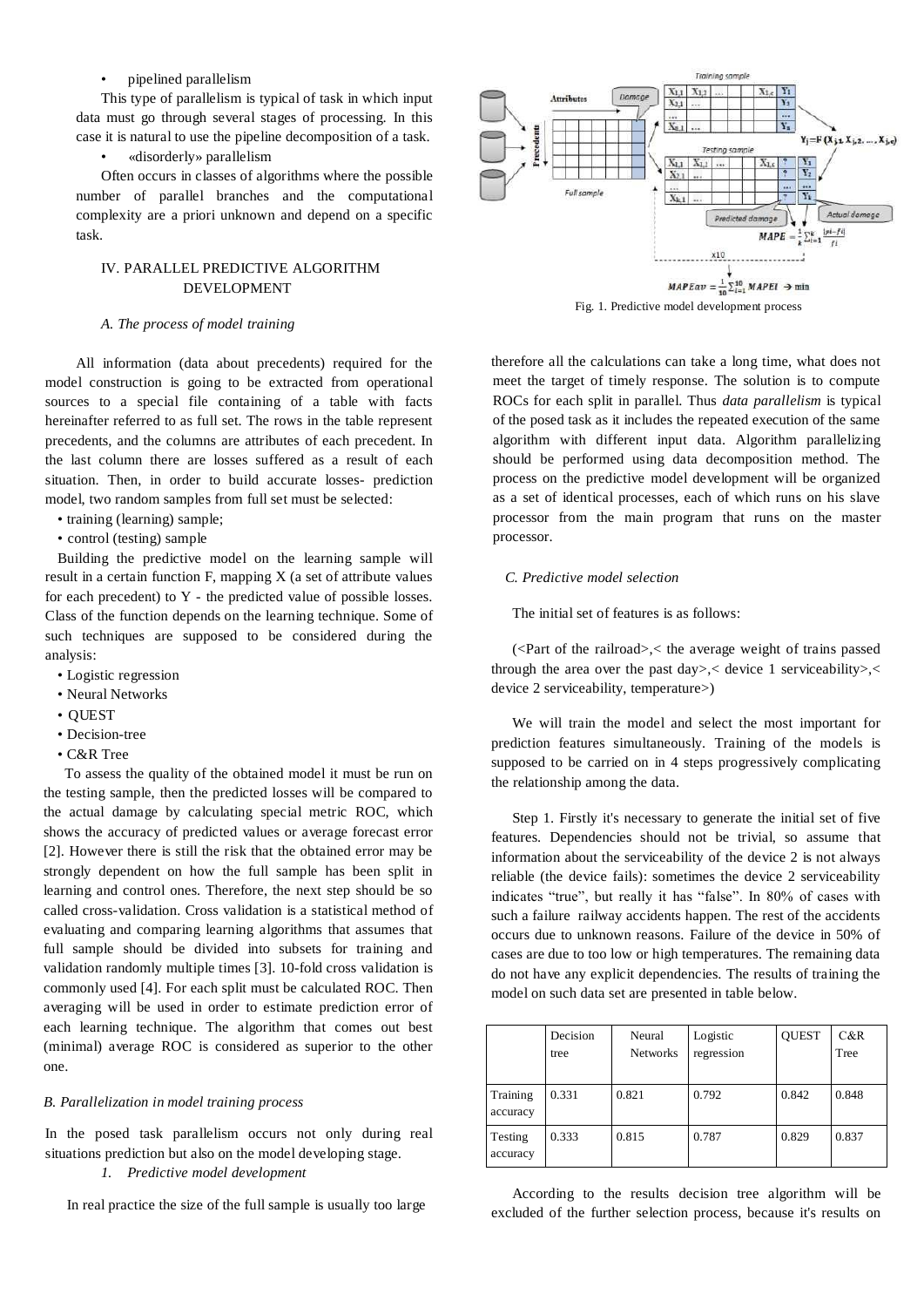- pipelined parallelism

This type of parallelism is typical of task in which input data must go through several stages of processing. In this case it is natural to use the pipeline decomposition of a task.

- «disorderly» parallelism

Often occurs in classes of algorithms where the possible number of parallel branches and the computational complexity are a priori unknown and depend on a specific task.

## IV. PARALLEL PREDICTIVE ALGORITHM DEVELOPMENT

### *A. The process of model training*

All information (data about precedents) required for the model construction is going to be extracted from operational sources to a special file containing of a table with facts hereinafter referred to as full set. The rows in the table represent precedents, and the columns are attributes of each precedent. In the last column there are losses suffered as a result of each situation. Then, in order to build accurate losses- prediction model, two random samples from full set must be selected:

- training (learning) sample;
- control (testing) sample

Building the predictive model on the learning sample will result in a certain function F, mapping X (a set of attribute values for each precedent) to Y - the predicted value of possible losses. Class of the function depends on the learning technique. Some of such techniques are supposed to be considered during the analysis:

- Logistic regression
- Neural Networks
- QUEST
- Decision-tree
- C&R Tree

To assess the quality of the obtained model it must be run on the testing sample, then the predicted losses will be compared to the actual damage by calculating special metric ROC, which shows the accuracy of predicted values or average forecast error [2]. However there is still the risk that the obtained error may be strongly dependent on how the full sample has been split in learning and control ones. Therefore, the next step should be so called cross-validation. Cross validation is a statistical method of evaluating and comparing learning algorithms that assumes that full sample should be divided into subsets for training and validation randomly multiple times [3]. 10-fold cross validation is commonly used [4]. For each split must be calculated ROC. Then averaging will be used in order to estimate prediction error of each learning technique. The algorithm that comes out best (minimal) average ROC is considered as superior to the other one.

### *B. Parallelization in model training process*

In the posed task parallelism occurs not only during real situations prediction but also on the model developing stage.

*1. Predictive model development*

In real practice the size of the full sample is usually too large therefore all the calculations can take a long time, what does not meet the target of timely response. The solution is to compute ROCs for each split in parallel. Thus *data parallelism* is typical of the posed task as it includes the repeated execution of the same algorithm with different input data. Algorithm parallelizing should be performed using data decomposition method. The process on the predictive model development will be organized as a set of identical processes, each of which runs on his slave processor from the main program that runs on the master processor.

Training sample

Attributes

Damage

$X_{1,1}$ $X_{1,2}$ ... $X_{1,c}$ $Y_1$

$X_{2,1}$ ... $Y_2$

... ...

$X_{n,1}$ ... $Y_n$

$Y_j = F(X_{j,1}, X_{j,2}, \ldots, X_{j,c})$

Precedent

Testing sample

$X_{1,1}$ $X_{1,2}$ ... $X_{1,c}$ ? $Y_1$

$X_{2,1}$ ... ? $Y_2$

... ... ...

$X_{k,1}$ ... ? $Y_k$

Full sample

Predicted damage

Actual damage

$MAPE = \frac{1}{k}\sum_{i=1}^{k}\frac{|pi-fi|}{fi}$

x10

$MAPEav = \frac{1}{10}\sum_{i=1}^{10} MAPEi \rightarrow \min$

Fig. 1. Predictive model development process

### *C. Predictive model selection*

The initial set of features is as follows:

(<Part of the railroad>,< the average weight of trains passed through the area over the past day>,< device 1 serviceability>,< device 2 serviceability, temperature>)

We will train the model and select the most important for prediction features simultaneously. Training of the models is supposed to be carried on in 4 steps progressively complicating the relationship among the data.

Step 1. Firstly it's necessary to generate the initial set of five features. Dependencies should not be trivial, so assume that information about the serviceability of the device 2 is not always reliable (the device fails): sometimes the device 2 serviceability indicates "true", but really it has "false". In 80% of cases with such a failure railway accidents happen. The rest of the accidents occurs due to unknown reasons. Failure of the device in 50% of cases are due to too low or high temperatures. The remaining data do not have any explicit dependencies. The results of training the model on such data set are presented in table below.

| | Decision tree | Neural Networks | Logistic regression | QUEST | C&R Tree |
|---|---|---|---|---|---|
| Training accuracy | 0.331 | 0.821 | 0.792 | 0.842 | 0.848 |
| Testing accuracy | 0.333 | 0.815 | 0.787 | 0.829 | 0.837 |

According to the results decision tree algorithm will be excluded of the further selection process, because it's results on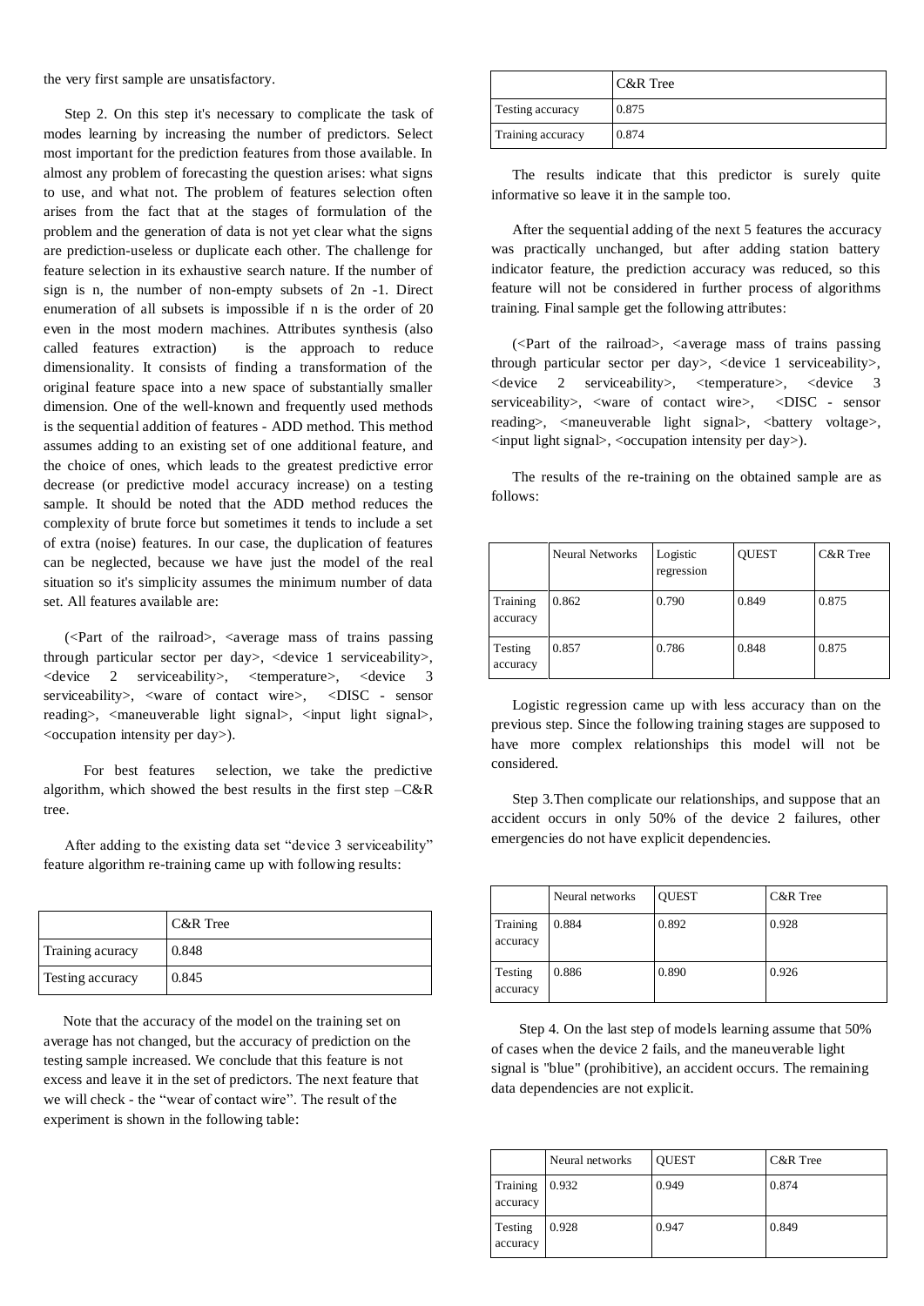the very first sample are unsatisfactory.

Step 2. On this step it's necessary to complicate the task of modes learning by increasing the number of predictors. Select most important for the prediction features from those available. In almost any problem of forecasting the question arises: what signs to use, and what not. The problem of features selection often arises from the fact that at the stages of formulation of the problem and the generation of data is not yet clear what the signs are prediction-useless or duplicate each other. The challenge for feature selection in its exhaustive search nature. If the number of sign is n, the number of non-empty subsets of 2n -1. Direct enumeration of all subsets is impossible if n is the order of 20 even in the most modern machines. Attributes synthesis (also called features extraction) is the approach to reduce dimensionality. It consists of finding a transformation of the original feature space into a new space of substantially smaller dimension. One of the well-known and frequently used methods is the sequential addition of features - ADD method. This method assumes adding to an existing set of one additional feature, and the choice of ones, which leads to the greatest predictive error decrease (or predictive model accuracy increase) on a testing sample. It should be noted that the ADD method reduces the complexity of brute force but sometimes it tends to include a set of extra (noise) features. In our case, the duplication of features can be neglected, because we have just the model of the real situation so it's simplicity assumes the minimum number of data set. All features available are:

(<Part of the railroad>, <average mass of trains passing through particular sector per day>, <device 1 serviceability>, <device 2 serviceability>, <temperature>, <device 3 serviceability>, <ware of contact wire>, <DISC - sensor reading>, <maneuverable light signal>, <input light signal>, <occupation intensity per day>).

For best features selection, we take the predictive algorithm, which showed the best results in the first step –C&R tree.

After adding to the existing data set "device 3 serviceability" feature algorithm re-training came up with following results:

| | C&R Tree |
|---|---|
| Training acuracy | 0.848 |
| Testing accuracy | 0.845 |

Note that the accuracy of the model on the training set on average has not changed, but the accuracy of prediction on the testing sample increased. We conclude that this feature is not excess and leave it in the set of predictors. The next feature that we will check - the "wear of contact wire". The result of the experiment is shown in the following table:

| | C&R Tree |
|---|---|
| Testing accuracy | 0.875 |
| Training accuracy | 0.874 |

The results indicate that this predictor is surely quite informative so leave it in the sample too.

After the sequential adding of the next 5 features the accuracy was practically unchanged, but after adding station battery indicator feature, the prediction accuracy was reduced, so this feature will not be considered in further process of algorithms training. Final sample get the following attributes:

(<Part of the railroad>, <average mass of trains passing through particular sector per day>, <device 1 serviceability>, <device 2 serviceability>, <temperature>, <device 3 serviceability>, <ware of contact wire>, <DISC - sensor reading>, <maneuverable light signal>, <battery voltage>, <input light signal>, <occupation intensity per day>).

The results of the re-training on the obtained sample are as follows:

| | Neural Networks | Logistic regression | QUEST | C&R Tree |
|---|---|---|---|---|
| Training accuracy | 0.862 | 0.790 | 0.849 | 0.875 |
| Testing accuracy | 0.857 | 0.786 | 0.848 | 0.875 |

Logistic regression came up with less accuracy than on the previous step. Since the following training stages are supposed to have more complex relationships this model will not be considered.

Step 3.Then complicate our relationships, and suppose that an accident occurs in only 50% of the device 2 failures, other emergencies do not have explicit dependencies.

| | Neural networks | QUEST | C&R Tree |
|---|---|---|---|
| Training accuracy | 0.884 | 0.892 | 0.928 |
| Testing accuracy | 0.886 | 0.890 | 0.926 |

Step 4. On the last step of models learning assume that 50% of cases when the device 2 fails, and the maneuverable light signal is "blue" (prohibitive), an accident occurs. The remaining data dependencies are not explicit.

| | Neural networks | QUEST | C&R Tree |
|---|---|---|---|
| Training accuracy | 0.932 | 0.949 | 0.874 |
| Testing accuracy | 0.928 | 0.947 | 0.849 |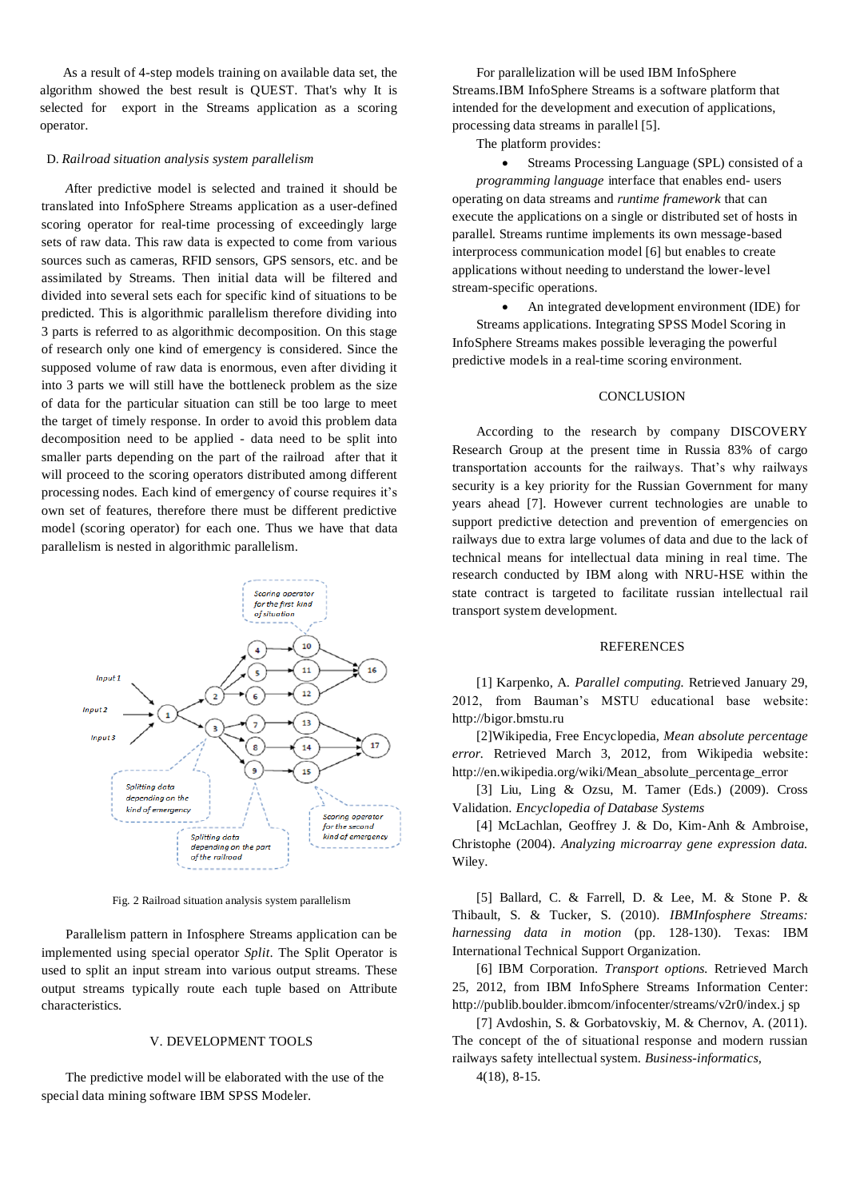As a result of 4-step models training on available data set, the algorithm showed the best result is QUEST. That's why It is selected for export in the Streams application as a scoring operator.

### D. *Railroad situation analysis system parallelism*

After predictive model is selected and trained it should be translated into InfoSphere Streams application as a user-defined scoring operator for real-time processing of exceedingly large sets of raw data. This raw data is expected to come from various sources such as cameras, RFID sensors, GPS sensors, etc. and be assimilated by Streams. Then initial data will be filtered and divided into several sets each for specific kind of situations to be predicted. This is algorithmic parallelism therefore dividing into 3 parts is referred to as algorithmic decomposition. On this stage of research only one kind of emergency is considered. Since the supposed volume of raw data is enormous, even after dividing it into 3 parts we will still have the bottleneck problem as the size of data for the particular situation can still be too large to meet the target of timely response. In order to avoid this problem data decomposition need to be applied - data need to be split into smaller parts depending on the part of the railroad after that it will proceed to the scoring operators distributed among different processing nodes. Each kind of emergency of course requires it's own set of features, therefore there must be different predictive model (scoring operator) for each one. Thus we have that data parallelism is nested in algorithmic parallelism.

Scoring operator for the first kind of situation

Input 1

Input 2

Input 3

1 2 3 4 5 6 7 8 9 10 11 12 13 14 15 16 17

Splitting data depending on the kind of emergency

Splitting data depending on the part of the railroad

Scoring operator for the second kind of emergency

Fig. 2 Railroad situation analysis system parallelism

Parallelism pattern in Infosphere Streams application can be implemented using special operator *Split*. The Split Operator is used to split an input stream into various output streams. These output streams typically route each tuple based on Attribute characteristics.

## V. DEVELOPMENT TOOLS

The predictive model will be elaborated with the use of the special data mining software IBM SPSS Modeler.

For parallelization will be used IBM InfoSphere Streams.IBM InfoSphere Streams is a software platform that intended for the development and execution of applications, processing data streams in parallel [5].

The platform provides:

- Streams Processing Language (SPL) consisted of a *programming language* interface that enables end- users operating on data streams and *runtime framework* that can execute the applications on a single or distributed set of hosts in parallel. Streams runtime implements its own message-based interprocess communication model [6] but enables to create applications without needing to understand the lower-level stream-specific operations.
- An integrated development environment (IDE) for Streams applications. Integrating SPSS Model Scoring in InfoSphere Streams makes possible leveraging the powerful predictive models in a real-time scoring environment.

## CONCLUSION

According to the research by company DISCOVERY Research Group at the present time in Russia 83% of cargo transportation accounts for the railways. That's why railways security is a key priority for the Russian Government for many years ahead [7]. However current technologies are unable to support predictive detection and prevention of emergencies on railways due to extra large volumes of data and due to the lack of technical means for intellectual data mining in real time. The research conducted by IBM along with NRU-HSE within the state contract is targeted to facilitate russian intellectual rail transport system development.

## REFERENCES

[1] Karpenko, A. *Parallel computing.* Retrieved January 29, 2012, from Bauman's MSTU educational base website: http://bigor.bmstu.ru

[2]Wikipedia, Free Encyclopedia, *Mean absolute percentage error.* Retrieved March 3, 2012, from Wikipedia website: http://en.wikipedia.org/wiki/Mean_absolute_percentage_error

[3] Liu, Ling & Ozsu, M. Tamer (Eds.) (2009). Cross Validation. *Encyclopedia of Database Systems*

[4] McLachlan, Geoffrey J. & Do, Kim-Anh & Ambroise, Christophe (2004). *Analyzing microarray gene expression data.* Wiley.

[5] Ballard, C. & Farrell, D. & Lee, M. & Stone P. & Thibault, S. & Tucker, S. (2010). *IBMInfosphere Streams: harnessing data in motion* (pp. 128-130). Texas: IBM International Technical Support Organization.

[6] IBM Corporation. *Transport options.* Retrieved March 25, 2012, from IBM InfoSphere Streams Information Center: http://publib.boulder.ibmcom/infocenter/streams/v2r0/index.j sp

[7] Avdoshin, S. & Gorbatovskiy, M. & Chernov, A. (2011). The concept of the of situational response and modern russian railways safety intellectual system. *Business-informatics,* 4(18), 8-15.